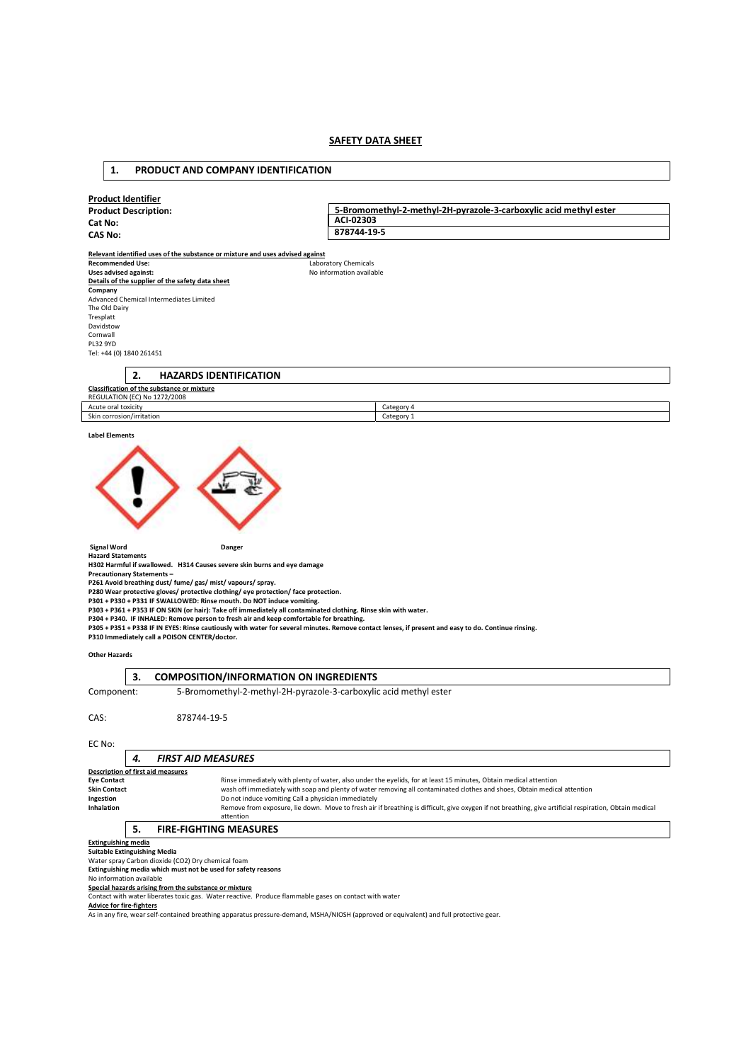# SAFETY DATA SHEET

## 1. PRODUCT AND COMPANY IDENTIFICATION

**Product Identifier**

| | |
|---|---|
| **Product Description:** | **5-Bromomethyl-2-methyl-2H-pyrazole-3-carboxylic acid methyl ester** |
| **Cat No:** | **ACI-02303** |
| **CAS No:** | **878744-19-5** |

**Relevant identified uses of the substance or mixture and uses advised against**

**Recommended Use:** Laboratory Chemicals
**Uses advised against:** No information available

**Details of the supplier of the safety data sheet**

**Company**
Advanced Chemical Intermediates Limited
The Old Dairy
Tresplatt
Davidstow
Cornwall
PL32 9YD
Tel: +44 (0) 1840 261451

## 2. HAZARDS IDENTIFICATION

**Classification of the substance or mixture**
REGULATION (EC) No 1272/2008

| | |
|---|---|
| Acute oral toxicity | Category 4 |
| Skin corrosion/irritation | Category 1 |

**Label Elements**

**Signal Word** **Danger**

**Hazard Statements**
**H302 Harmful if swallowed. H314 Causes severe skin burns and eye damage**

**Precautionary Statements –**
**P261 Avoid breathing dust/ fume/ gas/ mist/ vapours/ spray.**
**P280 Wear protective gloves/ protective clothing/ eye protection/ face protection.**
**P301 + P330 + P331 IF SWALLOWED: Rinse mouth. Do NOT induce vomiting.**
**P303 + P361 + P353 IF ON SKIN (or hair): Take off immediately all contaminated clothing. Rinse skin with water.**
**P304 + P340. IF INHALED: Remove person to fresh air and keep comfortable for breathing.**
**P305 + P351 + P338 IF IN EYES: Rinse cautiously with water for several minutes. Remove contact lenses, if present and easy to do. Continue rinsing.**
**P310 Immediately call a POISON CENTER/doctor.**

**Other Hazards**

## 3. COMPOSITION/INFORMATION ON INGREDIENTS

Component: 5-Bromomethyl-2-methyl-2H-pyrazole-3-carboxylic acid methyl ester

CAS: 878744-19-5

EC No:

## 4. *FIRST AID MEASURES*

**Description of first aid measures**

| | |
|---|---|
| **Eye Contact** | Rinse immediately with plenty of water, also under the eyelids, for at least 15 minutes, Obtain medical attention |
| **Skin Contact** | wash off immediately with soap and plenty of water removing all contaminated clothes and shoes, Obtain medical attention |
| **Ingestion** | Do not induce vomiting Call a physician immediately |
| **Inhalation** | Remove from exposure, lie down. Move to fresh air if breathing is difficult, give oxygen if not breathing, give artificial respiration, Obtain medical attention |

## 5. FIRE-FIGHTING MEASURES

**Extinguishing media**
**Suitable Extinguishing Media**
Water spray Carbon dioxide ($CO_2$) Dry chemical foam
**Extinguishing media which must not be used for safety reasons**
No information available
**Special hazards arising from the substance or mixture**
Contact with water liberates toxic gas. Water reactive. Produce flammable gases on contact with water
**Advice for fire-fighters**
As in any fire, wear self-contained breathing apparatus pressure-demand, MSHA/NIOSH (approved or equivalent) and full protective gear.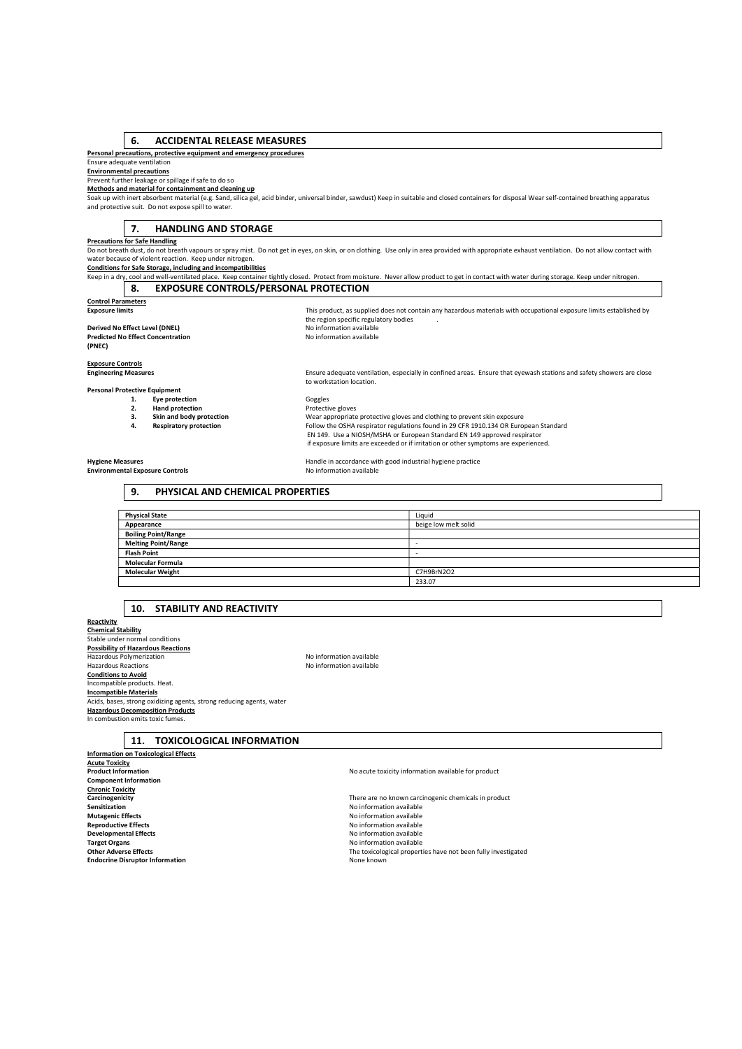## 6. ACCIDENTAL RELEASE MEASURES

**Personal precautions, protective equipment and emergency procedures**

Ensure adequate ventilation

**Environmental precautions**

Prevent further leakage or spillage if safe to do so

**Methods and material for containment and cleaning up**

Soak up with inert absorbent material (e.g. Sand, silica gel, acid binder, universal binder, sawdust) Keep in suitable and closed containers for disposal Wear self-contained breathing apparatus and protective suit. Do not expose spill to water.

## 7. HANDLING AND STORAGE

**Precautions for Safe Handling**

Do not breath dust, do not breath vapours or spray mist. Do not get in eyes, on skin, or on clothing. Use only in area provided with appropriate exhaust ventilation. Do not allow contact with water because of violent reaction. Keep under nitrogen.

**Conditions for Safe Storage, including and incompatibilities**

Keep in a dry, cool and well-ventilated place. Keep container tightly closed. Protect from moisture. Never allow product to get in contact with water during storage. Keep under nitrogen.

## 8. EXPOSURE CONTROLS/PERSONAL PROTECTION

**Control Parameters**

**Exposure limits** — This product, as supplied does not contain any hazardous materials with occupational exposure limits established by the region specific regulatory bodies .

**Derived No Effect Level (DNEL)** — No information available

**Predicted No Effect Concentration (PNEC)** — No information available

**Exposure Controls**

**Engineering Measures** — Ensure adequate ventilation, especially in confined areas. Ensure that eyewash stations and safety showers are close to workstation location.

**Personal Protective Equipment**

1. **Eye protection** — Goggles
2. **Hand protection** — Protective gloves
3. **Skin and body protection** — Wear appropriate protective gloves and clothing to prevent skin exposure
4. **Respiratory protection** — Follow the OSHA respirator regulations found in 29 CFR 1910.134 OR European Standard EN 149. Use a NIOSH/MSHA or European Standard EN 149 approved respirator if exposure limits are exceeded or if irritation or other symptoms are experienced.

**Hygiene Measures** — Handle in accordance with good industrial hygiene practice

**Environmental Exposure Controls** — No information available

## 9. PHYSICAL AND CHEMICAL PROPERTIES

| | |
|---|---|
| **Physical State** | Liquid |
| **Appearance** | beige low melt solid |
| **Boiling Point/Range** | |
| **Melting Point/Range** | - |
| **Flash Point** | - |
| **Molecular Formula** | |
| **Molecular Weight** | $C_7H_9BrN_2O_2$ |
| | 233.07 |

## 10. STABILITY AND REACTIVITY

**Reactivity**

**Chemical Stability**

Stable under normal conditions

**Possibility of Hazardous Reactions**

Hazardous Polymerization — No information available

Hazardous Reactions — No information available

**Conditions to Avoid**

Incompatible products. Heat.

**Incompatible Materials**

Acids, bases, strong oxidizing agents, strong reducing agents, water

**Hazardous Decomposition Products**

In combustion emits toxic fumes.

## 11. TOXICOLOGICAL INFORMATION

**Information on Toxicological Effects**

**Acute Toxicity**

**Product Information** — No acute toxicity information available for product

**Component Information**

**Chronic Toxicity**

**Carcinogenicity** — There are no known carcinogenic chemicals in product

**Sensitization** — No information available

**Mutagenic Effects** — No information available

**Reproductive Effects** — No information available

**Developmental Effects** — No information available

**Target Organs** — No information available

**Other Adverse Effects** — The toxicological properties have not been fully investigated

**Endocrine Disruptor Information** — None known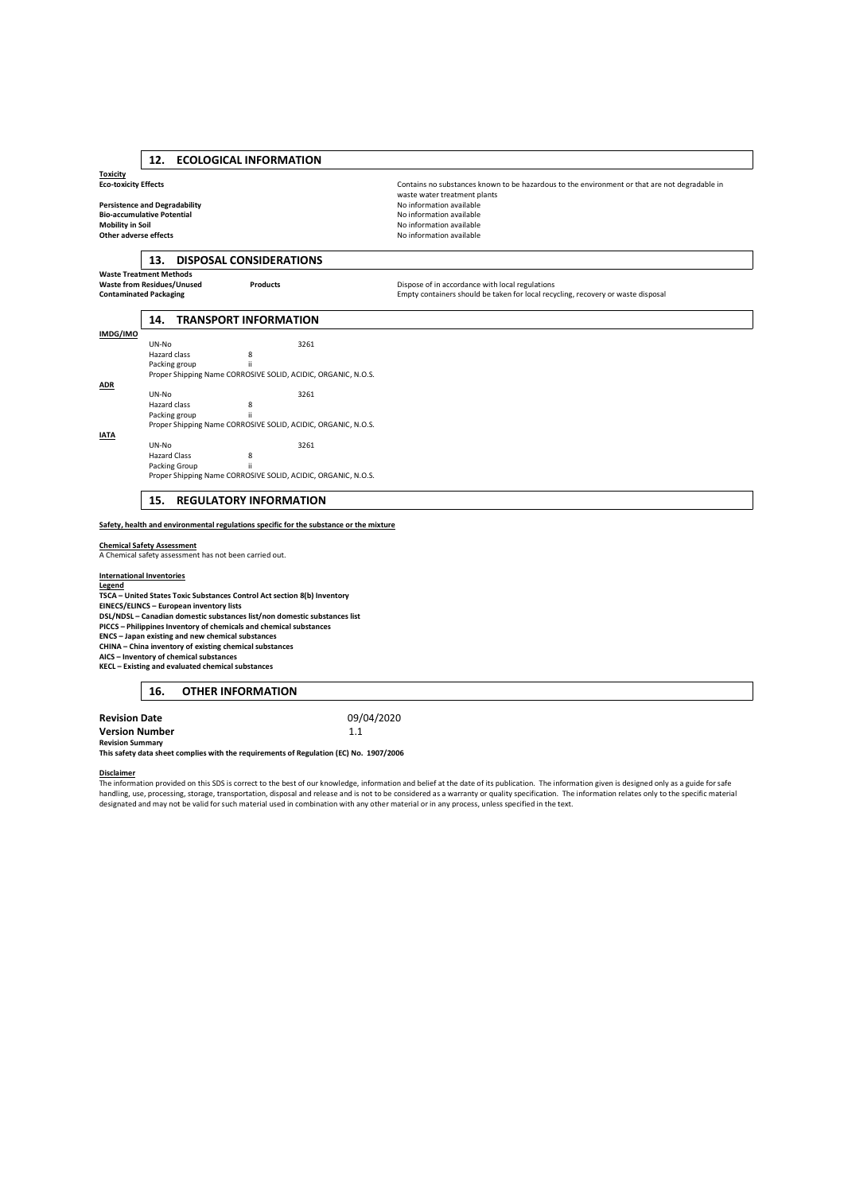## 12. ECOLOGICAL INFORMATION

**Toxicity**

| | |
|---|---|
| **Eco-toxicity Effects** | Contains no substances known to be hazardous to the environment or that are not degradable in waste water treatment plants |
| **Persistence and Degradability** | No information available |
| **Bio-accumulative Potential** | No information available |
| **Mobility in Soil** | No information available |
| **Other adverse effects** | No information available |

## 13. DISPOSAL CONSIDERATIONS

**Waste Treatment Methods**

| | |
|---|---|
| **Waste from Residues/Unused Products** | Dispose of in accordance with local regulations |
| **Contaminated Packaging** | Empty containers should be taken for local recycling, recovery or waste disposal |

## 14. TRANSPORT INFORMATION

**IMDG/IMO**

UN-No 3261
Hazard class 8
Packing group ii
Proper Shipping Name CORROSIVE SOLID, ACIDIC, ORGANIC, N.O.S.

**ADR**

UN-No 3261
Hazard class 8
Packing group ii
Proper Shipping Name CORROSIVE SOLID, ACIDIC, ORGANIC, N.O.S.

**IATA**

UN-No 3261
Hazard Class 8
Packing Group ii
Proper Shipping Name CORROSIVE SOLID, ACIDIC, ORGANIC, N.O.S.

## 15. REGULATORY INFORMATION

**Safety, health and environmental regulations specific for the substance or the mixture**

**Chemical Safety Assessment**
A Chemical safety assessment has not been carried out.

**International Inventories**

**Legend**
**TSCA – United States Toxic Substances Control Act section 8(b) Inventory**
**EINECS/ELINCS – European inventory lists**
**DSL/NDSL – Canadian domestic substances list/non domestic substances list**
**PICCS – Philippines Inventory of chemicals and chemical substances**
**ENCS – Japan existing and new chemical substances**
**CHINA – China inventory of existing chemical substances**
**AICS – Inventory of chemical substances**
**KECL – Existing and evaluated chemical substances**

## 16. OTHER INFORMATION

**Revision Date** 09/04/2020
**Version Number** 1.1
**Revision Summary**
**This safety data sheet complies with the requirements of Regulation (EC) No. 1907/2006**

**Disclaimer**
The information provided on this SDS is correct to the best of our knowledge, information and belief at the date of its publication. The information given is designed only as a guide for safe handling, use, processing, storage, transportation, disposal and release and is not to be considered as a warranty or quality specification. The information relates only to the specific material designated and may not be valid for such material used in combination with any other material or in any process, unless specified in the text.